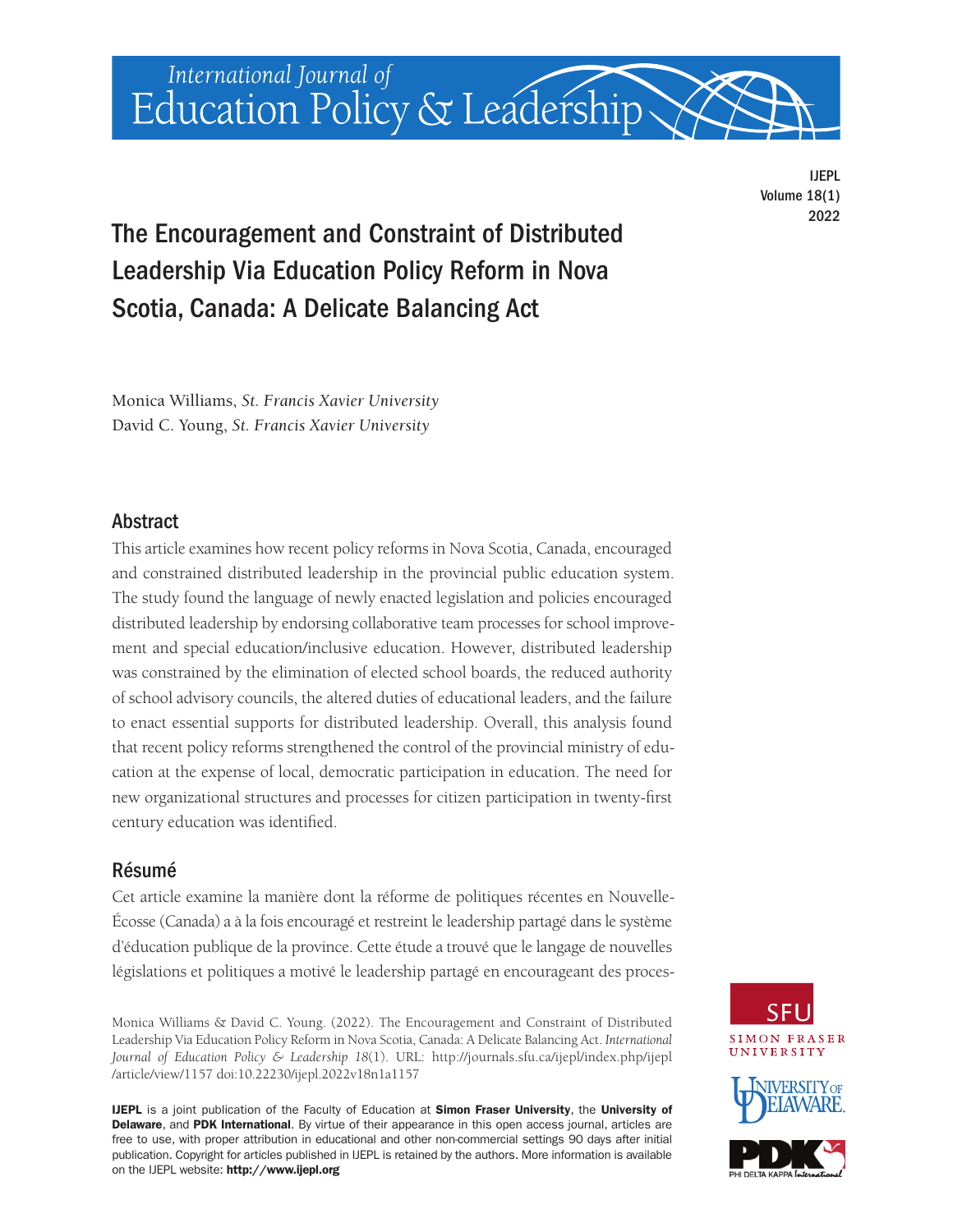# The Encouragement and Constraint of Distributed Leadership Via Education Policy Reform in Nova Scotia, Canada: A Delicate Balancing Act

Monica Williams, *St. Francis Xavier University*
David C. Young, *St. Francis Xavier University*

## Abstract

This article examines how recent policy reforms in Nova Scotia, Canada, encouraged and constrained distributed leadership in the provincial public education system. The study found the language of newly enacted legislation and policies encouraged distributed leadership by endorsing collaborative team processes for school improvement and special education/inclusive education. However, distributed leadership was constrained by the elimination of elected school boards, the reduced authority of school advisory councils, the altered duties of educational leaders, and the failure to enact essential supports for distributed leadership. Overall, this analysis found that recent policy reforms strengthened the control of the provincial ministry of education at the expense of local, democratic participation in education. The need for new organizational structures and processes for citizen participation in twenty-first century education was identified.

## Résumé

Cet article examine la manière dont la réforme de politiques récentes en Nouvelle-Écosse (Canada) a à la fois encouragé et restreint le leadership partagé dans le système d'éducation publique de la province. Cette étude a trouvé que le langage de nouvelles législations et politiques a motivé le leadership partagé en encourageant des proces-

Monica Williams & David C. Young. (2022). The Encouragement and Constraint of Distributed Leadership Via Education Policy Reform in Nova Scotia, Canada: A Delicate Balancing Act. *International Journal of Education Policy & Leadership 18*(1). URL: http://journals.sfu.ca/ijepl/index.php/ijepl/article/view/1157 doi:10.22230/ijepl.2022v18n1a1157

**IJEPL** is a joint publication of the Faculty of Education at **Simon Fraser University**, the **University of Delaware**, and **PDK International**. By virtue of their appearance in this open access journal, articles are free to use, with proper attribution in educational and other non-commercial settings 90 days after initial publication. Copyright for articles published in IJEPL is retained by the authors. More information is available on the IJEPL website: **http://www.ijepl.org**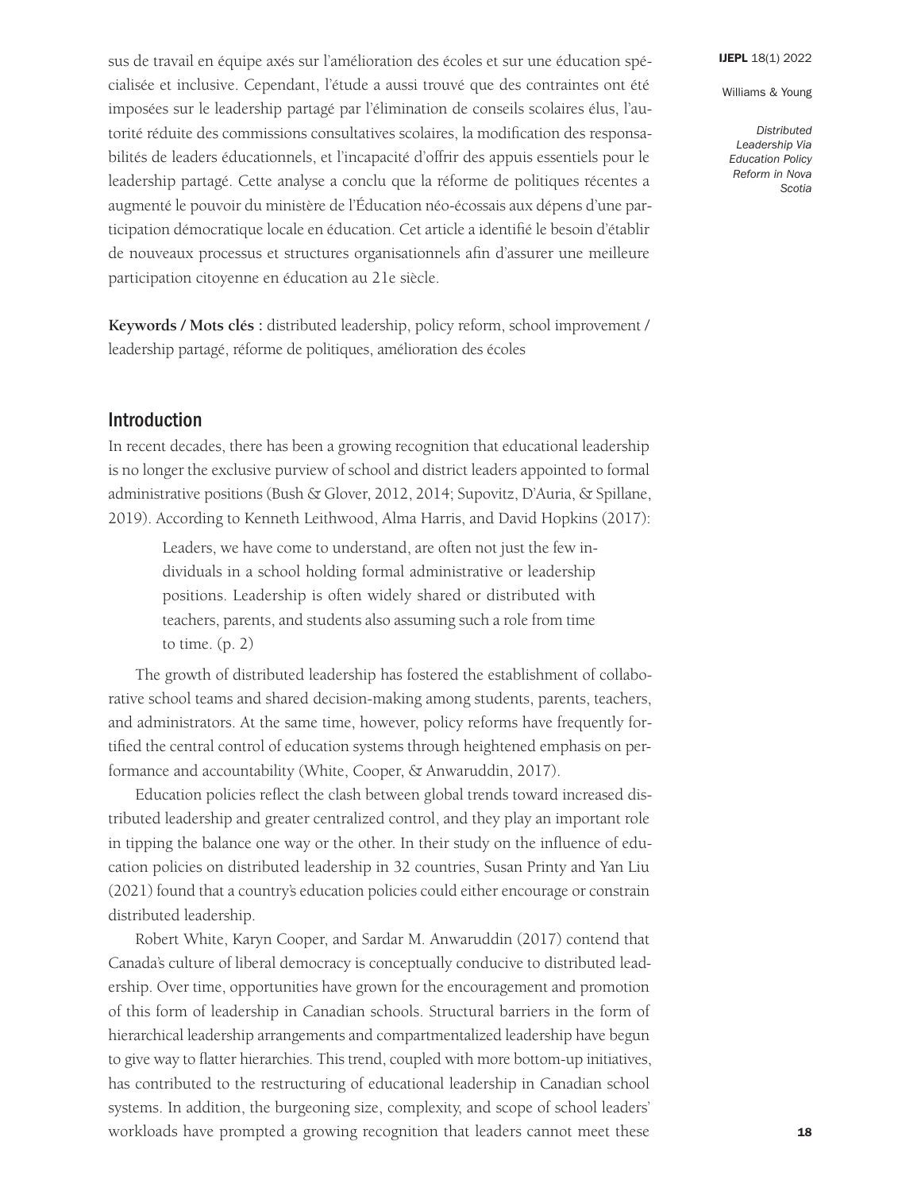sus de travail en équipe axés sur l'amélioration des écoles et sur une éducation spécialisée et inclusive. Cependant, l'étude a aussi trouvé que des contraintes ont été imposées sur le leadership partagé par l'élimination de conseils scolaires élus, l'autorité réduite des commissions consultatives scolaires, la modification des responsabilités de leaders éducationnels, et l'incapacité d'offrir des appuis essentiels pour le leadership partagé. Cette analyse a conclu que la réforme de politiques récentes a augmenté le pouvoir du ministère de l'Éducation néo-écossais aux dépens d'une participation démocratique locale en éducation. Cet article a identifié le besoin d'établir de nouveaux processus et structures organisationnels afin d'assurer une meilleure participation citoyenne en éducation au 21e siècle.

**Keywords / Mots clés :** distributed leadership, policy reform, school improvement / leadership partagé, réforme de politiques, amélioration des écoles

## Introduction

In recent decades, there has been a growing recognition that educational leadership is no longer the exclusive purview of school and district leaders appointed to formal administrative positions (Bush & Glover, 2012, 2014; Supovitz, D'Auria, & Spillane, 2019). According to Kenneth Leithwood, Alma Harris, and David Hopkins (2017):

> Leaders, we have come to understand, are often not just the few individuals in a school holding formal administrative or leadership positions. Leadership is often widely shared or distributed with teachers, parents, and students also assuming such a role from time to time. (p. 2)

The growth of distributed leadership has fostered the establishment of collaborative school teams and shared decision-making among students, parents, teachers, and administrators. At the same time, however, policy reforms have frequently fortified the central control of education systems through heightened emphasis on performance and accountability (White, Cooper, & Anwaruddin, 2017).

Education policies reflect the clash between global trends toward increased distributed leadership and greater centralized control, and they play an important role in tipping the balance one way or the other. In their study on the influence of education policies on distributed leadership in 32 countries, Susan Printy and Yan Liu (2021) found that a country's education policies could either encourage or constrain distributed leadership.

Robert White, Karyn Cooper, and Sardar M. Anwaruddin (2017) contend that Canada's culture of liberal democracy is conceptually conducive to distributed leadership. Over time, opportunities have grown for the encouragement and promotion of this form of leadership in Canadian schools. Structural barriers in the form of hierarchical leadership arrangements and compartmentalized leadership have begun to give way to flatter hierarchies. This trend, coupled with more bottom-up initiatives, has contributed to the restructuring of educational leadership in Canadian school systems. In addition, the burgeoning size, complexity, and scope of school leaders' workloads have prompted a growing recognition that leaders cannot meet these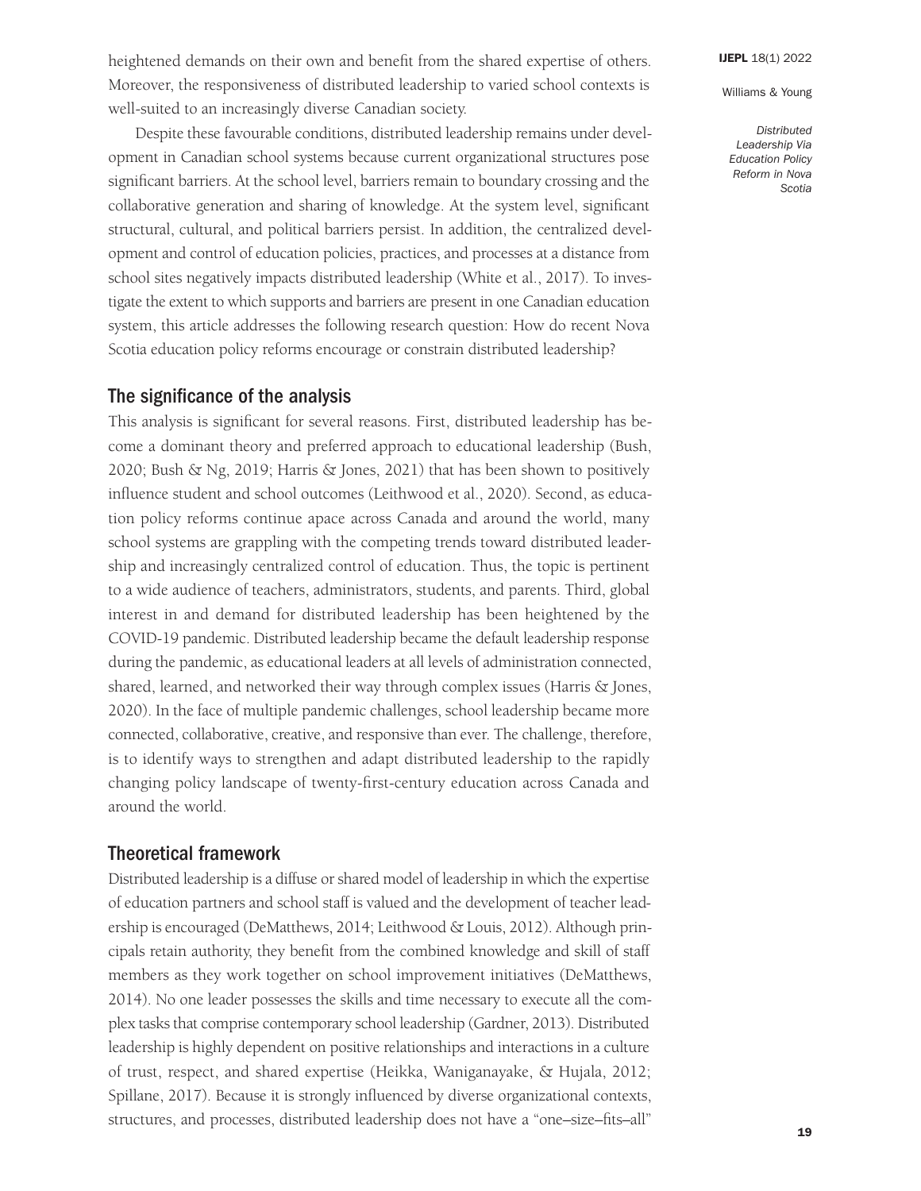heightened demands on their own and benefit from the shared expertise of others. Moreover, the responsiveness of distributed leadership to varied school contexts is well-suited to an increasingly diverse Canadian society.

Despite these favourable conditions, distributed leadership remains under development in Canadian school systems because current organizational structures pose significant barriers. At the school level, barriers remain to boundary crossing and the collaborative generation and sharing of knowledge. At the system level, significant structural, cultural, and political barriers persist. In addition, the centralized development and control of education policies, practices, and processes at a distance from school sites negatively impacts distributed leadership (White et al., 2017). To investigate the extent to which supports and barriers are present in one Canadian education system, this article addresses the following research question: How do recent Nova Scotia education policy reforms encourage or constrain distributed leadership?

## The significance of the analysis

This analysis is significant for several reasons. First, distributed leadership has become a dominant theory and preferred approach to educational leadership (Bush, 2020; Bush & Ng, 2019; Harris & Jones, 2021) that has been shown to positively influence student and school outcomes (Leithwood et al., 2020). Second, as education policy reforms continue apace across Canada and around the world, many school systems are grappling with the competing trends toward distributed leadership and increasingly centralized control of education. Thus, the topic is pertinent to a wide audience of teachers, administrators, students, and parents. Third, global interest in and demand for distributed leadership has been heightened by the COVID-19 pandemic. Distributed leadership became the default leadership response during the pandemic, as educational leaders at all levels of administration connected, shared, learned, and networked their way through complex issues (Harris & Jones, 2020). In the face of multiple pandemic challenges, school leadership became more connected, collaborative, creative, and responsive than ever. The challenge, therefore, is to identify ways to strengthen and adapt distributed leadership to the rapidly changing policy landscape of twenty-first-century education across Canada and around the world.

## Theoretical framework

Distributed leadership is a diffuse or shared model of leadership in which the expertise of education partners and school staff is valued and the development of teacher leadership is encouraged (DeMatthews, 2014; Leithwood & Louis, 2012). Although principals retain authority, they benefit from the combined knowledge and skill of staff members as they work together on school improvement initiatives (DeMatthews, 2014). No one leader possesses the skills and time necessary to execute all the complex tasks that comprise contemporary school leadership (Gardner, 2013). Distributed leadership is highly dependent on positive relationships and interactions in a culture of trust, respect, and shared expertise (Heikka, Waniganayake, & Hujala, 2012; Spillane, 2017). Because it is strongly influenced by diverse organizational contexts, structures, and processes, distributed leadership does not have a "one–size–fits–all"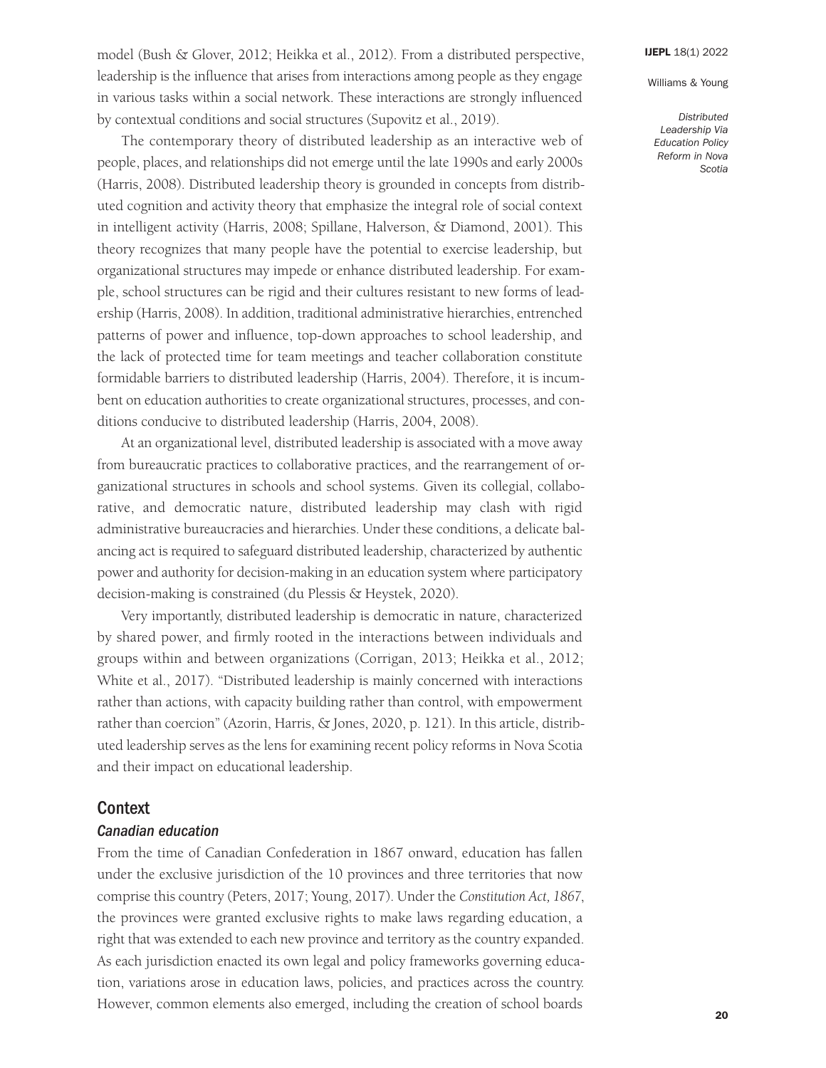model (Bush & Glover, 2012; Heikka et al., 2012). From a distributed perspective, leadership is the influence that arises from interactions among people as they engage in various tasks within a social network. These interactions are strongly influenced by contextual conditions and social structures (Supovitz et al., 2019).

The contemporary theory of distributed leadership as an interactive web of people, places, and relationships did not emerge until the late 1990s and early 2000s (Harris, 2008). Distributed leadership theory is grounded in concepts from distributed cognition and activity theory that emphasize the integral role of social context in intelligent activity (Harris, 2008; Spillane, Halverson, & Diamond, 2001). This theory recognizes that many people have the potential to exercise leadership, but organizational structures may impede or enhance distributed leadership. For example, school structures can be rigid and their cultures resistant to new forms of leadership (Harris, 2008). In addition, traditional administrative hierarchies, entrenched patterns of power and influence, top-down approaches to school leadership, and the lack of protected time for team meetings and teacher collaboration constitute formidable barriers to distributed leadership (Harris, 2004). Therefore, it is incumbent on education authorities to create organizational structures, processes, and conditions conducive to distributed leadership (Harris, 2004, 2008).

At an organizational level, distributed leadership is associated with a move away from bureaucratic practices to collaborative practices, and the rearrangement of organizational structures in schools and school systems. Given its collegial, collaborative, and democratic nature, distributed leadership may clash with rigid administrative bureaucracies and hierarchies. Under these conditions, a delicate balancing act is required to safeguard distributed leadership, characterized by authentic power and authority for decision-making in an education system where participatory decision-making is constrained (du Plessis & Heystek, 2020).

Very importantly, distributed leadership is democratic in nature, characterized by shared power, and firmly rooted in the interactions between individuals and groups within and between organizations (Corrigan, 2013; Heikka et al., 2012; White et al., 2017). "Distributed leadership is mainly concerned with interactions rather than actions, with capacity building rather than control, with empowerment rather than coercion" (Azorin, Harris, & Jones, 2020, p. 121). In this article, distributed leadership serves as the lens for examining recent policy reforms in Nova Scotia and their impact on educational leadership.

## Context

### *Canadian education*

From the time of Canadian Confederation in 1867 onward, education has fallen under the exclusive jurisdiction of the 10 provinces and three territories that now comprise this country (Peters, 2017; Young, 2017). Under the *Constitution Act, 1867*, the provinces were granted exclusive rights to make laws regarding education, a right that was extended to each new province and territory as the country expanded. As each jurisdiction enacted its own legal and policy frameworks governing education, variations arose in education laws, policies, and practices across the country. However, common elements also emerged, including the creation of school boards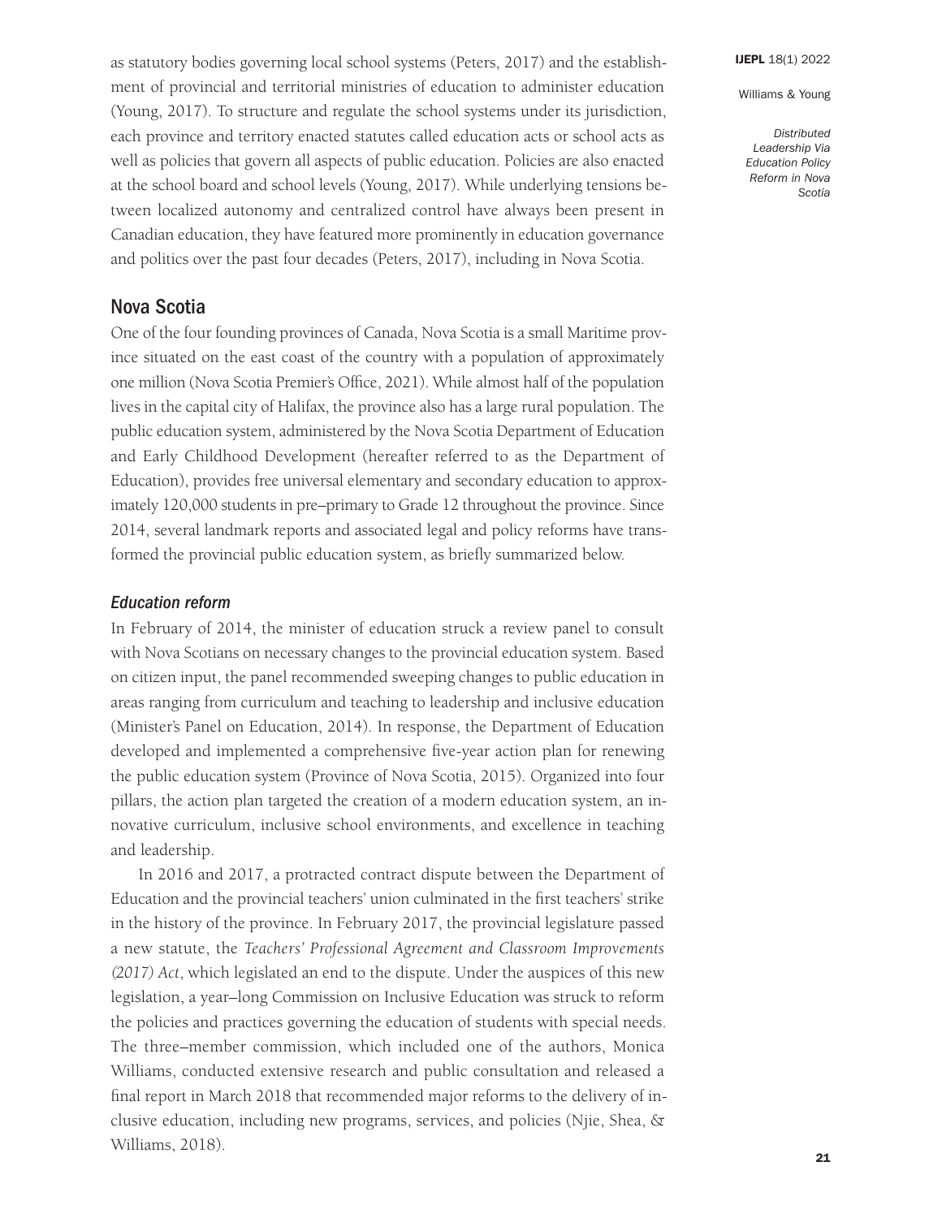as statutory bodies governing local school systems (Peters, 2017) and the establishment of provincial and territorial ministries of education to administer education (Young, 2017). To structure and regulate the school systems under its jurisdiction, each province and territory enacted statutes called education acts or school acts as well as policies that govern all aspects of public education. Policies are also enacted at the school board and school levels (Young, 2017). While underlying tensions between localized autonomy and centralized control have always been present in Canadian education, they have featured more prominently in education governance and politics over the past four decades (Peters, 2017), including in Nova Scotia.

## Nova Scotia

One of the four founding provinces of Canada, Nova Scotia is a small Maritime province situated on the east coast of the country with a population of approximately one million (Nova Scotia Premier's Office, 2021). While almost half of the population lives in the capital city of Halifax, the province also has a large rural population. The public education system, administered by the Nova Scotia Department of Education and Early Childhood Development (hereafter referred to as the Department of Education), provides free universal elementary and secondary education to approximately 120,000 students in pre–primary to Grade 12 throughout the province. Since 2014, several landmark reports and associated legal and policy reforms have transformed the provincial public education system, as briefly summarized below.

### *Education reform*

In February of 2014, the minister of education struck a review panel to consult with Nova Scotians on necessary changes to the provincial education system. Based on citizen input, the panel recommended sweeping changes to public education in areas ranging from curriculum and teaching to leadership and inclusive education (Minister's Panel on Education, 2014). In response, the Department of Education developed and implemented a comprehensive five-year action plan for renewing the public education system (Province of Nova Scotia, 2015). Organized into four pillars, the action plan targeted the creation of a modern education system, an innovative curriculum, inclusive school environments, and excellence in teaching and leadership.

In 2016 and 2017, a protracted contract dispute between the Department of Education and the provincial teachers' union culminated in the first teachers' strike in the history of the province. In February 2017, the provincial legislature passed a new statute, the *Teachers' Professional Agreement and Classroom Improvements (2017) Act*, which legislated an end to the dispute. Under the auspices of this new legislation, a year–long Commission on Inclusive Education was struck to reform the policies and practices governing the education of students with special needs. The three–member commission, which included one of the authors, Monica Williams, conducted extensive research and public consultation and released a final report in March 2018 that recommended major reforms to the delivery of inclusive education, including new programs, services, and policies (Njie, Shea, & Williams, 2018).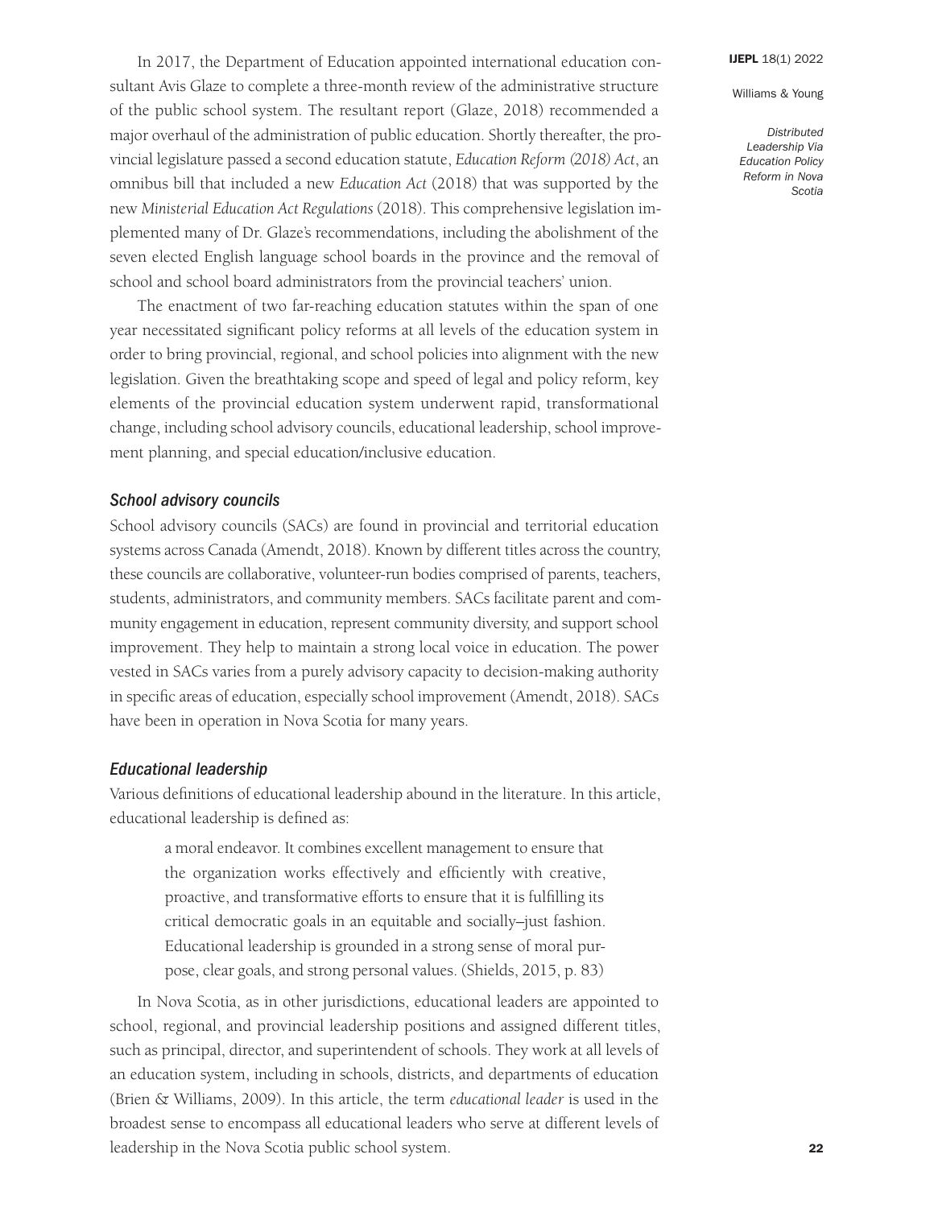In 2017, the Department of Education appointed international education consultant Avis Glaze to complete a three-month review of the administrative structure of the public school system. The resultant report (Glaze, 2018) recommended a major overhaul of the administration of public education. Shortly thereafter, the provincial legislature passed a second education statute, *Education Reform (2018) Act*, an omnibus bill that included a new *Education Act* (2018) that was supported by the new *Ministerial Education Act Regulations* (2018). This comprehensive legislation implemented many of Dr. Glaze's recommendations, including the abolishment of the seven elected English language school boards in the province and the removal of school and school board administrators from the provincial teachers' union.

The enactment of two far-reaching education statutes within the span of one year necessitated significant policy reforms at all levels of the education system in order to bring provincial, regional, and school policies into alignment with the new legislation. Given the breathtaking scope and speed of legal and policy reform, key elements of the provincial education system underwent rapid, transformational change, including school advisory councils, educational leadership, school improvement planning, and special education/inclusive education.

### *School advisory councils*

School advisory councils (SACs) are found in provincial and territorial education systems across Canada (Amendt, 2018). Known by different titles across the country, these councils are collaborative, volunteer-run bodies comprised of parents, teachers, students, administrators, and community members. SACs facilitate parent and community engagement in education, represent community diversity, and support school improvement. They help to maintain a strong local voice in education. The power vested in SACs varies from a purely advisory capacity to decision-making authority in specific areas of education, especially school improvement (Amendt, 2018). SACs have been in operation in Nova Scotia for many years.

### *Educational leadership*

Various definitions of educational leadership abound in the literature. In this article, educational leadership is defined as:

> a moral endeavor. It combines excellent management to ensure that the organization works effectively and efficiently with creative, proactive, and transformative efforts to ensure that it is fulfilling its critical democratic goals in an equitable and socially–just fashion. Educational leadership is grounded in a strong sense of moral purpose, clear goals, and strong personal values. (Shields, 2015, p. 83)

In Nova Scotia, as in other jurisdictions, educational leaders are appointed to school, regional, and provincial leadership positions and assigned different titles, such as principal, director, and superintendent of schools. They work at all levels of an education system, including in schools, districts, and departments of education (Brien & Williams, 2009). In this article, the term *educational leader* is used in the broadest sense to encompass all educational leaders who serve at different levels of leadership in the Nova Scotia public school system.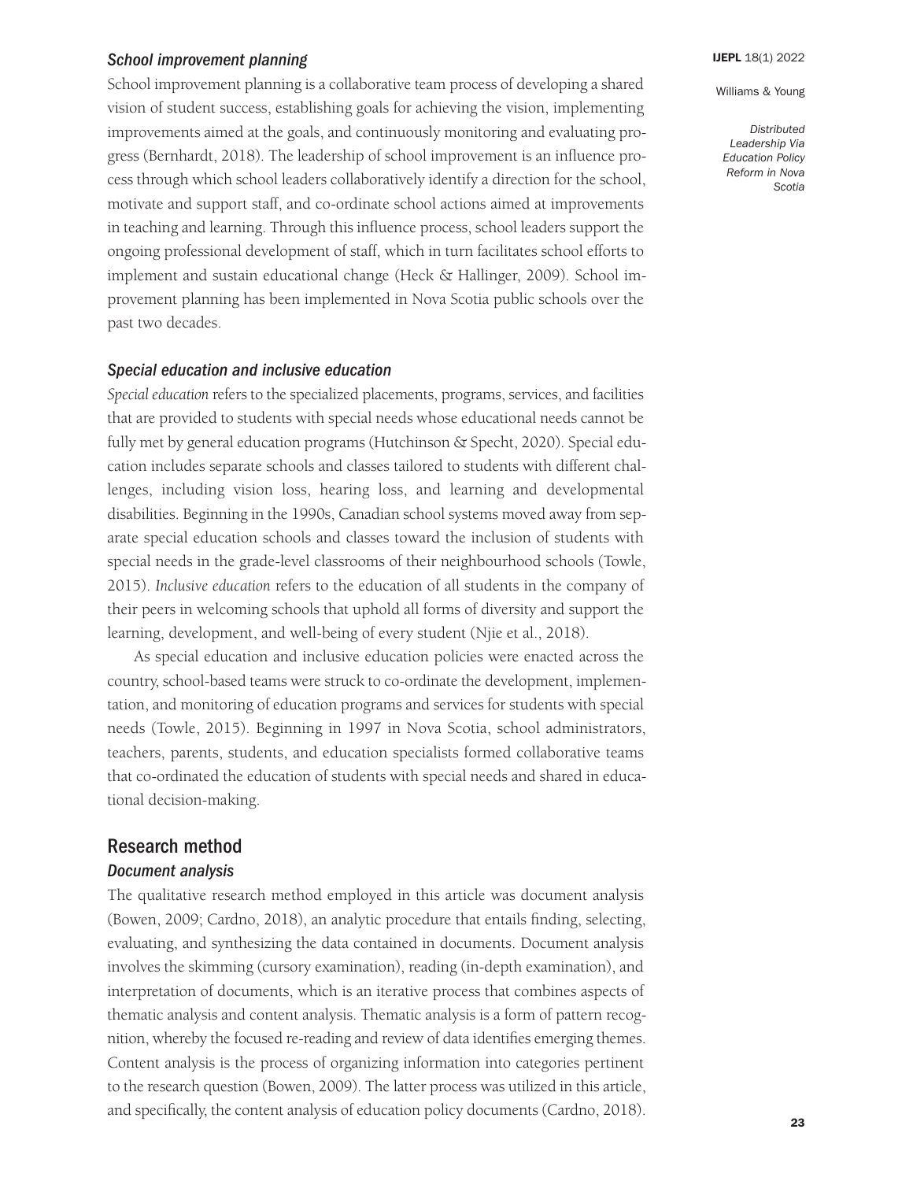### School improvement planning

School improvement planning is a collaborative team process of developing a shared vision of student success, establishing goals for achieving the vision, implementing improvements aimed at the goals, and continuously monitoring and evaluating progress (Bernhardt, 2018). The leadership of school improvement is an influence process through which school leaders collaboratively identify a direction for the school, motivate and support staff, and co-ordinate school actions aimed at improvements in teaching and learning. Through this influence process, school leaders support the ongoing professional development of staff, which in turn facilitates school efforts to implement and sustain educational change (Heck & Hallinger, 2009). School improvement planning has been implemented in Nova Scotia public schools over the past two decades.

### Special education and inclusive education

*Special education* refers to the specialized placements, programs, services, and facilities that are provided to students with special needs whose educational needs cannot be fully met by general education programs (Hutchinson & Specht, 2020). Special education includes separate schools and classes tailored to students with different challenges, including vision loss, hearing loss, and learning and developmental disabilities. Beginning in the 1990s, Canadian school systems moved away from separate special education schools and classes toward the inclusion of students with special needs in the grade-level classrooms of their neighbourhood schools (Towle, 2015). *Inclusive education* refers to the education of all students in the company of their peers in welcoming schools that uphold all forms of diversity and support the learning, development, and well-being of every student (Njie et al., 2018).

As special education and inclusive education policies were enacted across the country, school-based teams were struck to co-ordinate the development, implementation, and monitoring of education programs and services for students with special needs (Towle, 2015). Beginning in 1997 in Nova Scotia, school administrators, teachers, parents, students, and education specialists formed collaborative teams that co-ordinated the education of students with special needs and shared in educational decision-making.

## Research method

### Document analysis

The qualitative research method employed in this article was document analysis (Bowen, 2009; Cardno, 2018), an analytic procedure that entails finding, selecting, evaluating, and synthesizing the data contained in documents. Document analysis involves the skimming (cursory examination), reading (in-depth examination), and interpretation of documents, which is an iterative process that combines aspects of thematic analysis and content analysis. Thematic analysis is a form of pattern recognition, whereby the focused re-reading and review of data identifies emerging themes. Content analysis is the process of organizing information into categories pertinent to the research question (Bowen, 2009). The latter process was utilized in this article, and specifically, the content analysis of education policy documents (Cardno, 2018).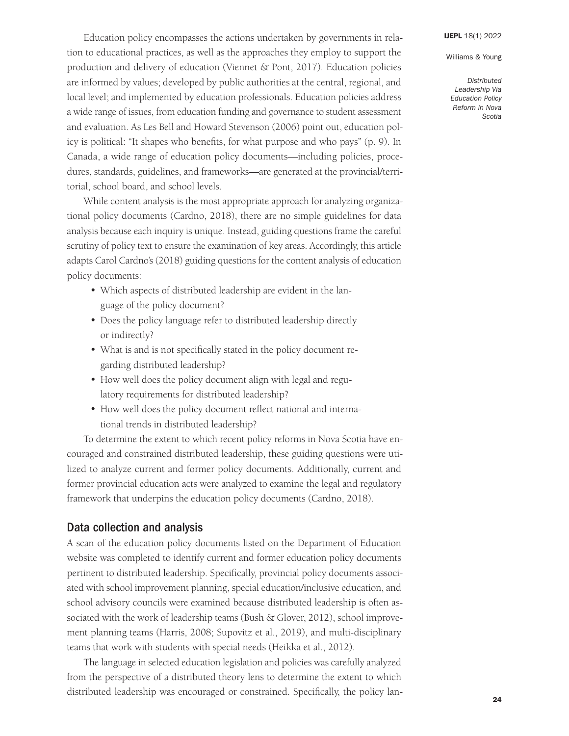Education policy encompasses the actions undertaken by governments in relation to educational practices, as well as the approaches they employ to support the production and delivery of education (Viennet & Pont, 2017). Education policies are informed by values; developed by public authorities at the central, regional, and local level; and implemented by education professionals. Education policies address a wide range of issues, from education funding and governance to student assessment and evaluation. As Les Bell and Howard Stevenson (2006) point out, education policy is political: "It shapes who benefits, for what purpose and who pays" (p. 9). In Canada, a wide range of education policy documents—including policies, procedures, standards, guidelines, and frameworks—are generated at the provincial/territorial, school board, and school levels.

While content analysis is the most appropriate approach for analyzing organizational policy documents (Cardno, 2018), there are no simple guidelines for data analysis because each inquiry is unique. Instead, guiding questions frame the careful scrutiny of policy text to ensure the examination of key areas. Accordingly, this article adapts Carol Cardno's (2018) guiding questions for the content analysis of education policy documents:

- Which aspects of distributed leadership are evident in the language of the policy document?
- Does the policy language refer to distributed leadership directly or indirectly?
- What is and is not specifically stated in the policy document regarding distributed leadership?
- How well does the policy document align with legal and regulatory requirements for distributed leadership?
- How well does the policy document reflect national and international trends in distributed leadership?

To determine the extent to which recent policy reforms in Nova Scotia have encouraged and constrained distributed leadership, these guiding questions were utilized to analyze current and former policy documents. Additionally, current and former provincial education acts were analyzed to examine the legal and regulatory framework that underpins the education policy documents (Cardno, 2018).

## Data collection and analysis

A scan of the education policy documents listed on the Department of Education website was completed to identify current and former education policy documents pertinent to distributed leadership. Specifically, provincial policy documents associated with school improvement planning, special education/inclusive education, and school advisory councils were examined because distributed leadership is often associated with the work of leadership teams (Bush & Glover, 2012), school improvement planning teams (Harris, 2008; Supovitz et al., 2019), and multi-disciplinary teams that work with students with special needs (Heikka et al., 2012).

The language in selected education legislation and policies was carefully analyzed from the perspective of a distributed theory lens to determine the extent to which distributed leadership was encouraged or constrained. Specifically, the policy lan-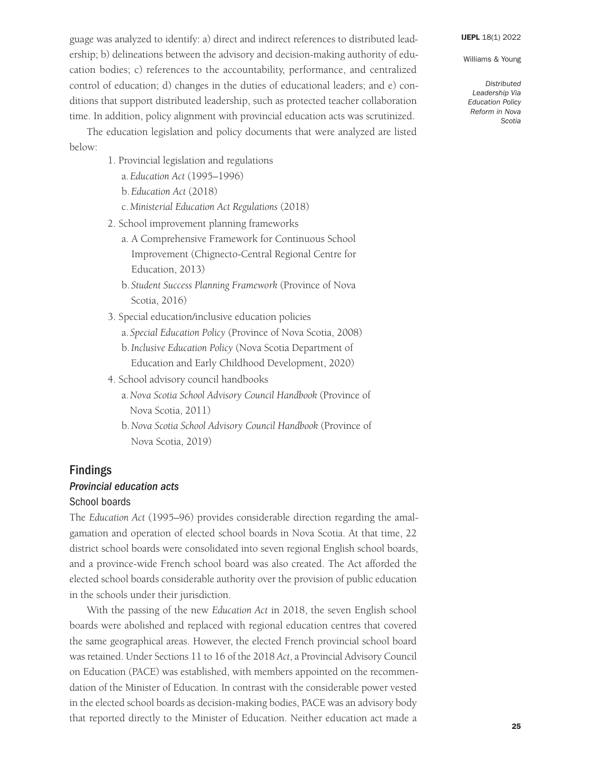guage was analyzed to identify: a) direct and indirect references to distributed leadership; b) delineations between the advisory and decision-making authority of education bodies; c) references to the accountability, performance, and centralized control of education; d) changes in the duties of educational leaders; and e) conditions that support distributed leadership, such as protected teacher collaboration time. In addition, policy alignment with provincial education acts was scrutinized.

The education legislation and policy documents that were analyzed are listed below:

1. Provincial legislation and regulations
   a. *Education Act* (1995–1996)
   b. *Education Act* (2018)
   c. *Ministerial Education Act Regulations* (2018)
2. School improvement planning frameworks
   a. A Comprehensive Framework for Continuous School Improvement (Chignecto-Central Regional Centre for Education, 2013)
   b. *Student Success Planning Framework* (Province of Nova Scotia, 2016)
3. Special education/inclusive education policies
   a. *Special Education Policy* (Province of Nova Scotia, 2008)
   b. *Inclusive Education Policy* (Nova Scotia Department of Education and Early Childhood Development, 2020)
4. School advisory council handbooks
   a. *Nova Scotia School Advisory Council Handbook* (Province of Nova Scotia, 2011)
   b. *Nova Scotia School Advisory Council Handbook* (Province of Nova Scotia, 2019)

## Findings

### *Provincial education acts*

#### School boards

The *Education Act* (1995–96) provides considerable direction regarding the amalgamation and operation of elected school boards in Nova Scotia. At that time, 22 district school boards were consolidated into seven regional English school boards, and a province-wide French school board was also created. The Act afforded the elected school boards considerable authority over the provision of public education in the schools under their jurisdiction.

With the passing of the new *Education Act* in 2018, the seven English school boards were abolished and replaced with regional education centres that covered the same geographical areas. However, the elected French provincial school board was retained. Under Sections 11 to 16 of the 2018 *Act*, a Provincial Advisory Council on Education (PACE) was established, with members appointed on the recommendation of the Minister of Education. In contrast with the considerable power vested in the elected school boards as decision-making bodies, PACE was an advisory body that reported directly to the Minister of Education. Neither education act made a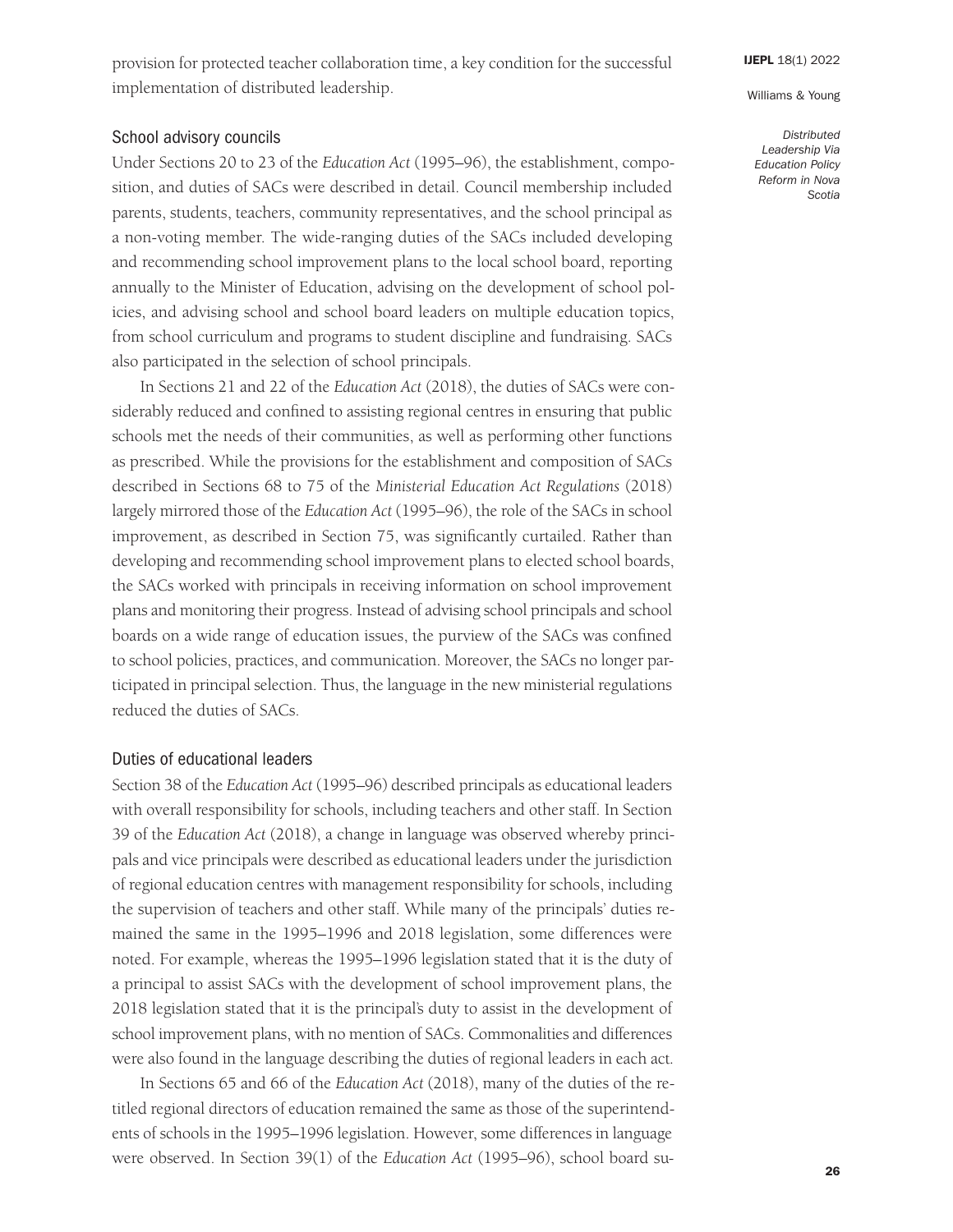provision for protected teacher collaboration time, a key condition for the successful implementation of distributed leadership.

### School advisory councils

Under Sections 20 to 23 of the *Education Act* (1995–96), the establishment, composition, and duties of SACs were described in detail. Council membership included parents, students, teachers, community representatives, and the school principal as a non-voting member. The wide-ranging duties of the SACs included developing and recommending school improvement plans to the local school board, reporting annually to the Minister of Education, advising on the development of school policies, and advising school and school board leaders on multiple education topics, from school curriculum and programs to student discipline and fundraising. SACs also participated in the selection of school principals.

In Sections 21 and 22 of the *Education Act* (2018), the duties of SACs were considerably reduced and confined to assisting regional centres in ensuring that public schools met the needs of their communities, as well as performing other functions as prescribed. While the provisions for the establishment and composition of SACs described in Sections 68 to 75 of the *Ministerial Education Act Regulations* (2018) largely mirrored those of the *Education Act* (1995–96), the role of the SACs in school improvement, as described in Section 75, was significantly curtailed. Rather than developing and recommending school improvement plans to elected school boards, the SACs worked with principals in receiving information on school improvement plans and monitoring their progress. Instead of advising school principals and school boards on a wide range of education issues, the purview of the SACs was confined to school policies, practices, and communication. Moreover, the SACs no longer participated in principal selection. Thus, the language in the new ministerial regulations reduced the duties of SACs.

### Duties of educational leaders

Section 38 of the *Education Act* (1995–96) described principals as educational leaders with overall responsibility for schools, including teachers and other staff. In Section 39 of the *Education Act* (2018), a change in language was observed whereby principals and vice principals were described as educational leaders under the jurisdiction of regional education centres with management responsibility for schools, including the supervision of teachers and other staff. While many of the principals' duties remained the same in the 1995–1996 and 2018 legislation, some differences were noted. For example, whereas the 1995–1996 legislation stated that it is the duty of a principal to assist SACs with the development of school improvement plans, the 2018 legislation stated that it is the principal's duty to assist in the development of school improvement plans, with no mention of SACs. Commonalities and differences were also found in the language describing the duties of regional leaders in each act.

In Sections 65 and 66 of the *Education Act* (2018), many of the duties of the retitled regional directors of education remained the same as those of the superintendents of schools in the 1995–1996 legislation. However, some differences in language were observed. In Section 39(1) of the *Education Act* (1995–96), school board su-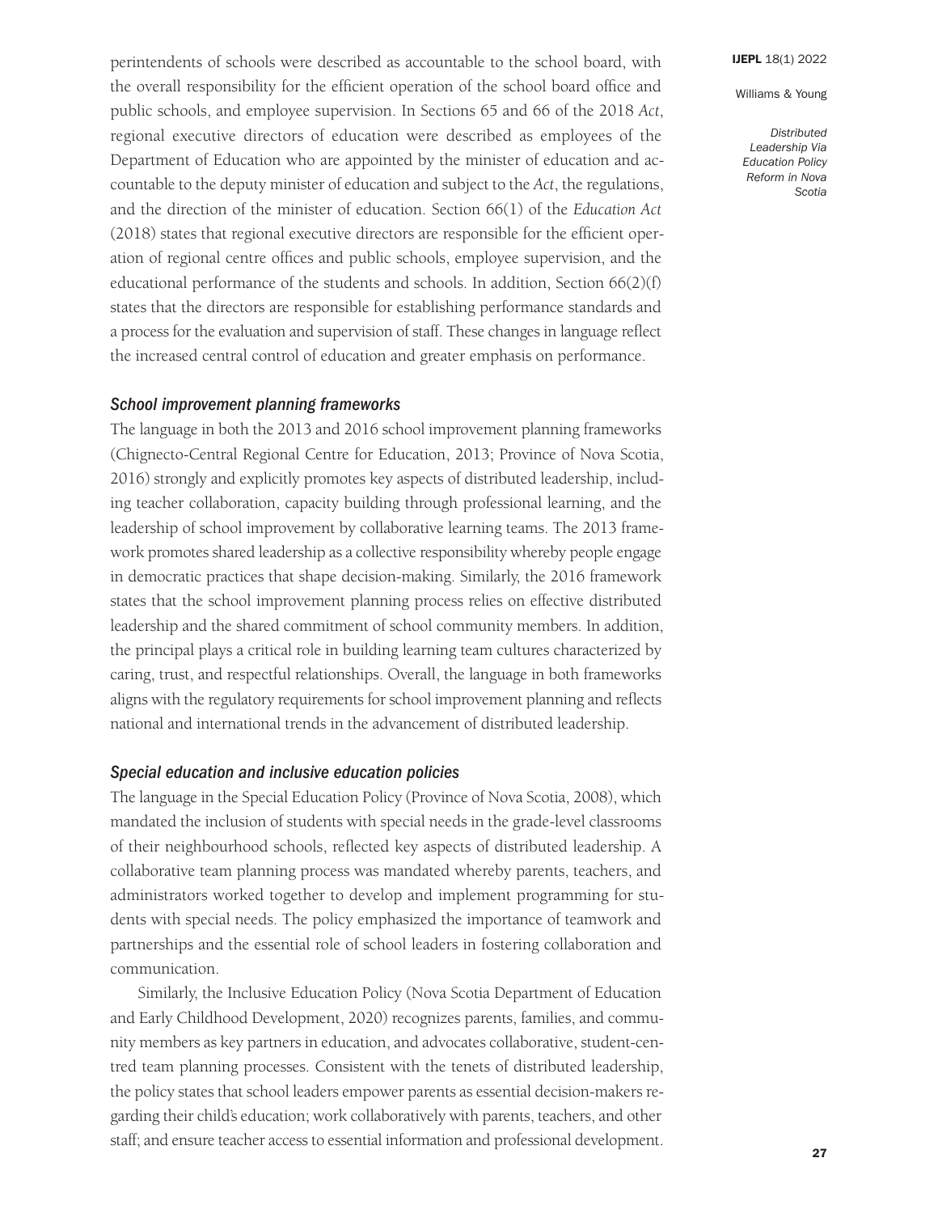perintendents of schools were described as accountable to the school board, with the overall responsibility for the efficient operation of the school board office and public schools, and employee supervision. In Sections 65 and 66 of the 2018 *Act*, regional executive directors of education were described as employees of the Department of Education who are appointed by the minister of education and accountable to the deputy minister of education and subject to the *Act*, the regulations, and the direction of the minister of education. Section 66(1) of the *Education Act* (2018) states that regional executive directors are responsible for the efficient operation of regional centre offices and public schools, employee supervision, and the educational performance of the students and schools. In addition, Section 66(2)(f) states that the directors are responsible for establishing performance standards and a process for the evaluation and supervision of staff. These changes in language reflect the increased central control of education and greater emphasis on performance.

### *School improvement planning frameworks*

The language in both the 2013 and 2016 school improvement planning frameworks (Chignecto-Central Regional Centre for Education, 2013; Province of Nova Scotia, 2016) strongly and explicitly promotes key aspects of distributed leadership, including teacher collaboration, capacity building through professional learning, and the leadership of school improvement by collaborative learning teams. The 2013 framework promotes shared leadership as a collective responsibility whereby people engage in democratic practices that shape decision-making. Similarly, the 2016 framework states that the school improvement planning process relies on effective distributed leadership and the shared commitment of school community members. In addition, the principal plays a critical role in building learning team cultures characterized by caring, trust, and respectful relationships. Overall, the language in both frameworks aligns with the regulatory requirements for school improvement planning and reflects national and international trends in the advancement of distributed leadership.

### *Special education and inclusive education policies*

The language in the Special Education Policy (Province of Nova Scotia, 2008), which mandated the inclusion of students with special needs in the grade-level classrooms of their neighbourhood schools, reflected key aspects of distributed leadership. A collaborative team planning process was mandated whereby parents, teachers, and administrators worked together to develop and implement programming for students with special needs. The policy emphasized the importance of teamwork and partnerships and the essential role of school leaders in fostering collaboration and communication.

Similarly, the Inclusive Education Policy (Nova Scotia Department of Education and Early Childhood Development, 2020) recognizes parents, families, and community members as key partners in education, and advocates collaborative, student-centred team planning processes. Consistent with the tenets of distributed leadership, the policy states that school leaders empower parents as essential decision-makers regarding their child's education; work collaboratively with parents, teachers, and other staff; and ensure teacher access to essential information and professional development.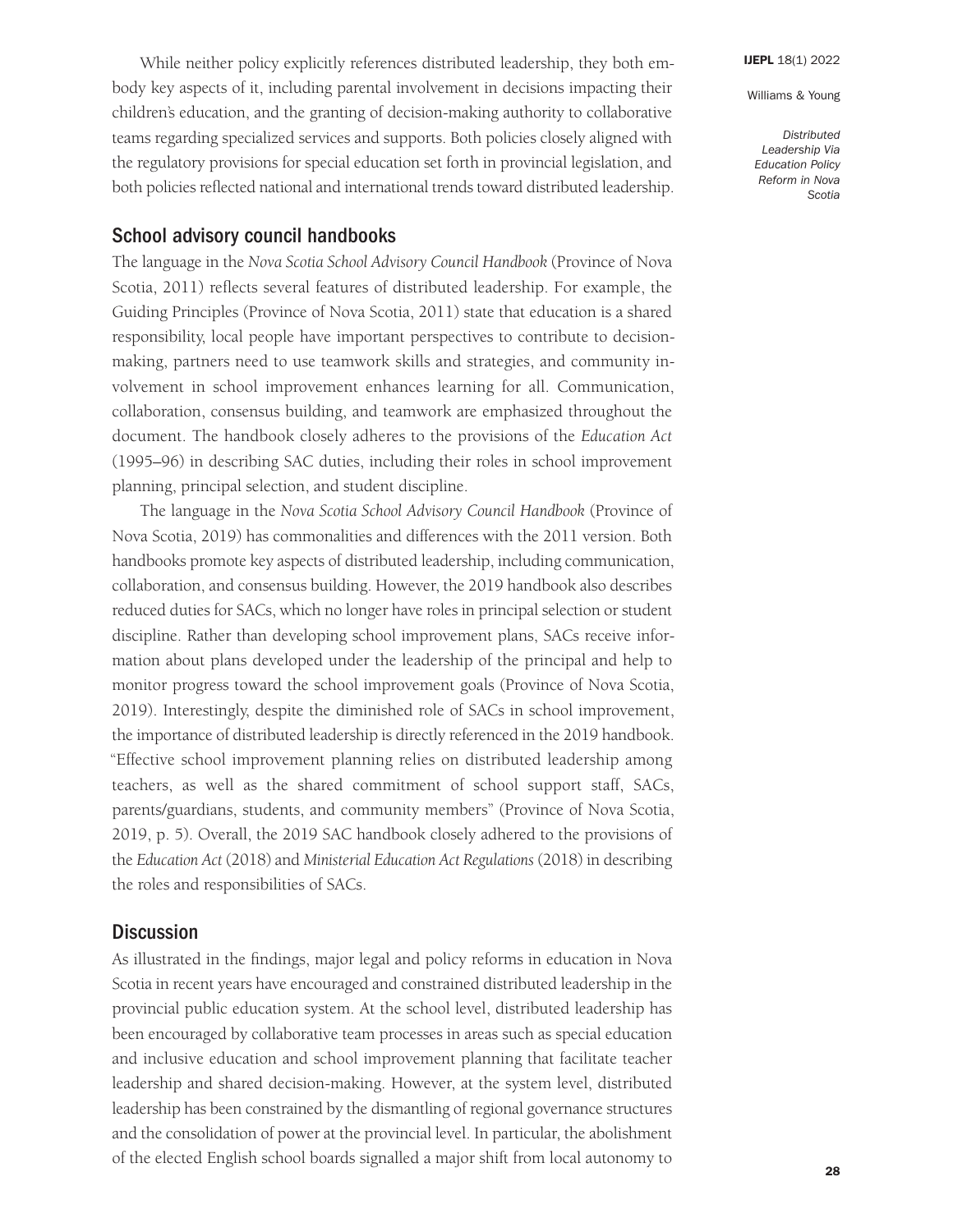While neither policy explicitly references distributed leadership, they both embody key aspects of it, including parental involvement in decisions impacting their children's education, and the granting of decision-making authority to collaborative teams regarding specialized services and supports. Both policies closely aligned with the regulatory provisions for special education set forth in provincial legislation, and both policies reflected national and international trends toward distributed leadership.

## School advisory council handbooks

The language in the *Nova Scotia School Advisory Council Handbook* (Province of Nova Scotia, 2011) reflects several features of distributed leadership. For example, the Guiding Principles (Province of Nova Scotia, 2011) state that education is a shared responsibility, local people have important perspectives to contribute to decision-making, partners need to use teamwork skills and strategies, and community involvement in school improvement enhances learning for all. Communication, collaboration, consensus building, and teamwork are emphasized throughout the document. The handbook closely adheres to the provisions of the *Education Act* (1995–96) in describing SAC duties, including their roles in school improvement planning, principal selection, and student discipline.

The language in the *Nova Scotia School Advisory Council Handbook* (Province of Nova Scotia, 2019) has commonalities and differences with the 2011 version. Both handbooks promote key aspects of distributed leadership, including communication, collaboration, and consensus building. However, the 2019 handbook also describes reduced duties for SACs, which no longer have roles in principal selection or student discipline. Rather than developing school improvement plans, SACs receive information about plans developed under the leadership of the principal and help to monitor progress toward the school improvement goals (Province of Nova Scotia, 2019). Interestingly, despite the diminished role of SACs in school improvement, the importance of distributed leadership is directly referenced in the 2019 handbook. "Effective school improvement planning relies on distributed leadership among teachers, as well as the shared commitment of school support staff, SACs, parents/guardians, students, and community members" (Province of Nova Scotia, 2019, p. 5). Overall, the 2019 SAC handbook closely adhered to the provisions of the *Education Act* (2018) and *Ministerial Education Act Regulations* (2018) in describing the roles and responsibilities of SACs.

# Discussion

As illustrated in the findings, major legal and policy reforms in education in Nova Scotia in recent years have encouraged and constrained distributed leadership in the provincial public education system. At the school level, distributed leadership has been encouraged by collaborative team processes in areas such as special education and inclusive education and school improvement planning that facilitate teacher leadership and shared decision-making. However, at the system level, distributed leadership has been constrained by the dismantling of regional governance structures and the consolidation of power at the provincial level. In particular, the abolishment of the elected English school boards signalled a major shift from local autonomy to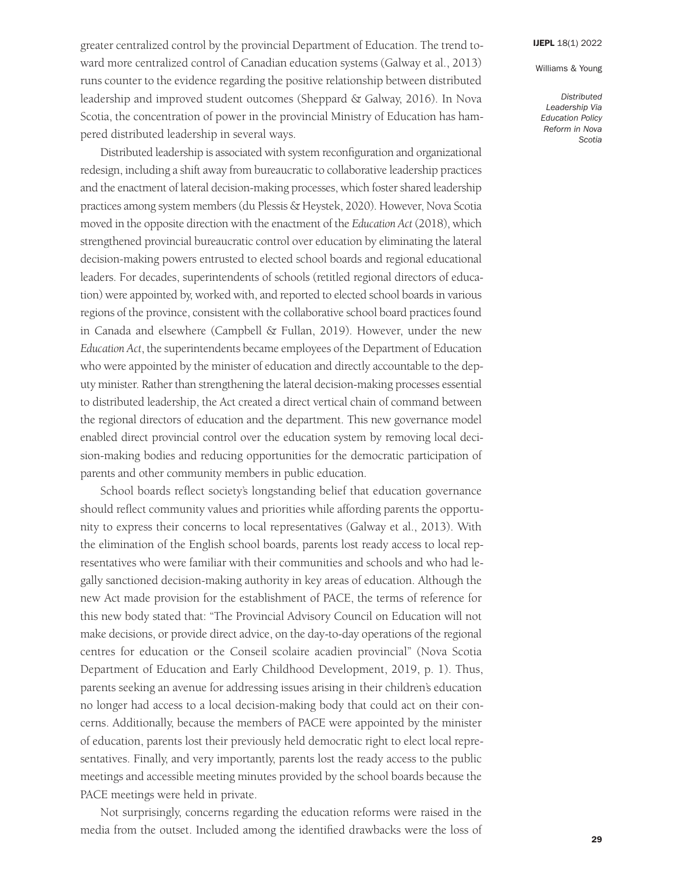greater centralized control by the provincial Department of Education. The trend toward more centralized control of Canadian education systems (Galway et al., 2013) runs counter to the evidence regarding the positive relationship between distributed leadership and improved student outcomes (Sheppard & Galway, 2016). In Nova Scotia, the concentration of power in the provincial Ministry of Education has hampered distributed leadership in several ways.

Distributed leadership is associated with system reconfiguration and organizational redesign, including a shift away from bureaucratic to collaborative leadership practices and the enactment of lateral decision-making processes, which foster shared leadership practices among system members (du Plessis & Heystek, 2020). However, Nova Scotia moved in the opposite direction with the enactment of the *Education Act* (2018), which strengthened provincial bureaucratic control over education by eliminating the lateral decision-making powers entrusted to elected school boards and regional educational leaders. For decades, superintendents of schools (retitled regional directors of education) were appointed by, worked with, and reported to elected school boards in various regions of the province, consistent with the collaborative school board practices found in Canada and elsewhere (Campbell & Fullan, 2019). However, under the new *Education Act*, the superintendents became employees of the Department of Education who were appointed by the minister of education and directly accountable to the deputy minister. Rather than strengthening the lateral decision-making processes essential to distributed leadership, the Act created a direct vertical chain of command between the regional directors of education and the department. This new governance model enabled direct provincial control over the education system by removing local decision-making bodies and reducing opportunities for the democratic participation of parents and other community members in public education.

School boards reflect society's longstanding belief that education governance should reflect community values and priorities while affording parents the opportunity to express their concerns to local representatives (Galway et al., 2013). With the elimination of the English school boards, parents lost ready access to local representatives who were familiar with their communities and schools and who had legally sanctioned decision-making authority in key areas of education. Although the new Act made provision for the establishment of PACE, the terms of reference for this new body stated that: "The Provincial Advisory Council on Education will not make decisions, or provide direct advice, on the day-to-day operations of the regional centres for education or the Conseil scolaire acadien provincial" (Nova Scotia Department of Education and Early Childhood Development, 2019, p. 1). Thus, parents seeking an avenue for addressing issues arising in their children's education no longer had access to a local decision-making body that could act on their concerns. Additionally, because the members of PACE were appointed by the minister of education, parents lost their previously held democratic right to elect local representatives. Finally, and very importantly, parents lost the ready access to the public meetings and accessible meeting minutes provided by the school boards because the PACE meetings were held in private.

Not surprisingly, concerns regarding the education reforms were raised in the media from the outset. Included among the identified drawbacks were the loss of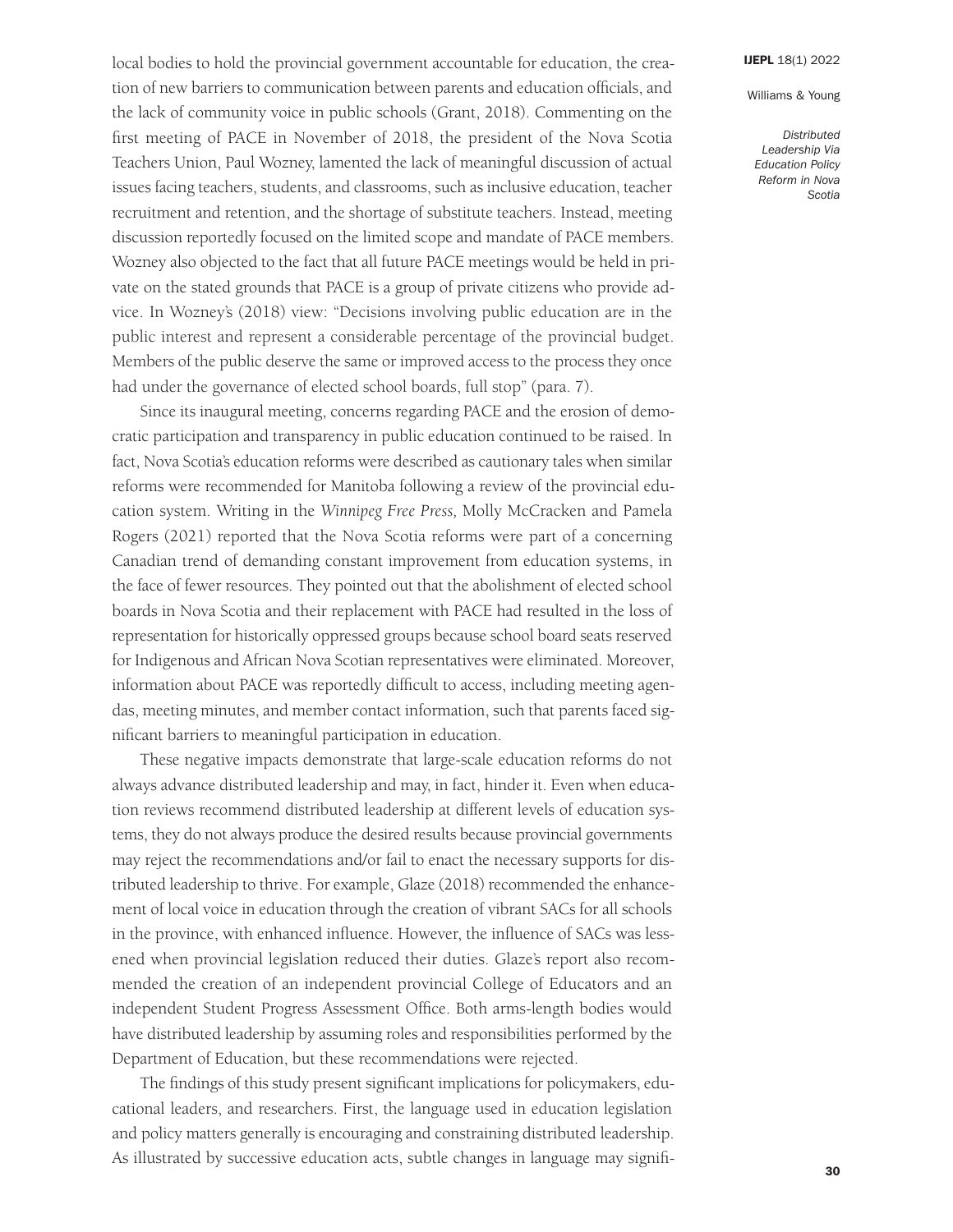local bodies to hold the provincial government accountable for education, the creation of new barriers to communication between parents and education officials, and the lack of community voice in public schools (Grant, 2018). Commenting on the first meeting of PACE in November of 2018, the president of the Nova Scotia Teachers Union, Paul Wozney, lamented the lack of meaningful discussion of actual issues facing teachers, students, and classrooms, such as inclusive education, teacher recruitment and retention, and the shortage of substitute teachers. Instead, meeting discussion reportedly focused on the limited scope and mandate of PACE members. Wozney also objected to the fact that all future PACE meetings would be held in private on the stated grounds that PACE is a group of private citizens who provide advice. In Wozney's (2018) view: "Decisions involving public education are in the public interest and represent a considerable percentage of the provincial budget. Members of the public deserve the same or improved access to the process they once had under the governance of elected school boards, full stop" (para. 7).

Since its inaugural meeting, concerns regarding PACE and the erosion of democratic participation and transparency in public education continued to be raised. In fact, Nova Scotia's education reforms were described as cautionary tales when similar reforms were recommended for Manitoba following a review of the provincial education system. Writing in the *Winnipeg Free Press,* Molly McCracken and Pamela Rogers (2021) reported that the Nova Scotia reforms were part of a concerning Canadian trend of demanding constant improvement from education systems, in the face of fewer resources. They pointed out that the abolishment of elected school boards in Nova Scotia and their replacement with PACE had resulted in the loss of representation for historically oppressed groups because school board seats reserved for Indigenous and African Nova Scotian representatives were eliminated. Moreover, information about PACE was reportedly difficult to access, including meeting agendas, meeting minutes, and member contact information, such that parents faced significant barriers to meaningful participation in education.

These negative impacts demonstrate that large-scale education reforms do not always advance distributed leadership and may, in fact, hinder it. Even when education reviews recommend distributed leadership at different levels of education systems, they do not always produce the desired results because provincial governments may reject the recommendations and/or fail to enact the necessary supports for distributed leadership to thrive. For example, Glaze (2018) recommended the enhancement of local voice in education through the creation of vibrant SACs for all schools in the province, with enhanced influence. However, the influence of SACs was lessened when provincial legislation reduced their duties. Glaze's report also recommended the creation of an independent provincial College of Educators and an independent Student Progress Assessment Office. Both arms-length bodies would have distributed leadership by assuming roles and responsibilities performed by the Department of Education, but these recommendations were rejected.

The findings of this study present significant implications for policymakers, educational leaders, and researchers. First, the language used in education legislation and policy matters generally is encouraging and constraining distributed leadership. As illustrated by successive education acts, subtle changes in language may signifi-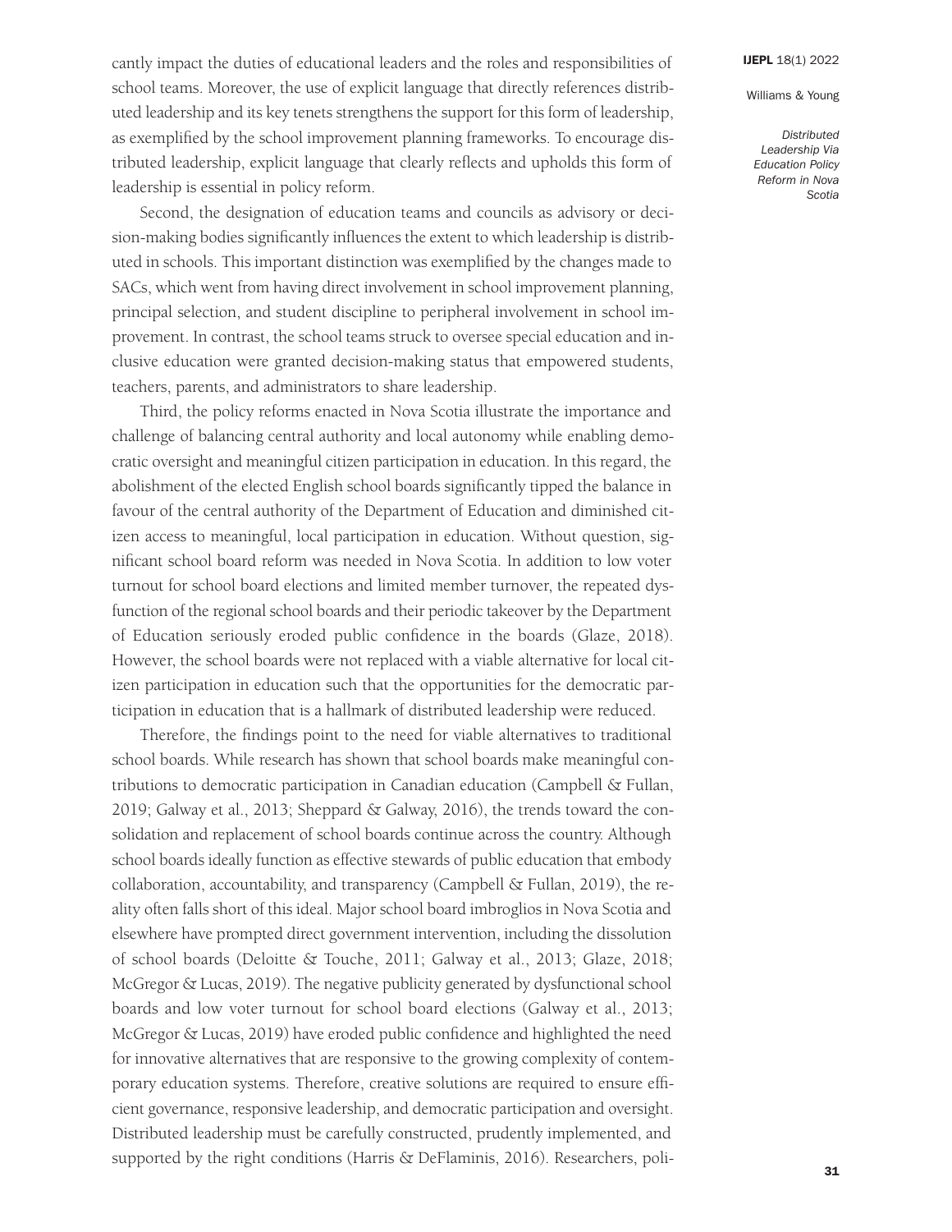cantly impact the duties of educational leaders and the roles and responsibilities of school teams. Moreover, the use of explicit language that directly references distributed leadership and its key tenets strengthens the support for this form of leadership, as exemplified by the school improvement planning frameworks. To encourage distributed leadership, explicit language that clearly reflects and upholds this form of leadership is essential in policy reform.

Second, the designation of education teams and councils as advisory or decision-making bodies significantly influences the extent to which leadership is distributed in schools. This important distinction was exemplified by the changes made to SACs, which went from having direct involvement in school improvement planning, principal selection, and student discipline to peripheral involvement in school improvement. In contrast, the school teams struck to oversee special education and inclusive education were granted decision-making status that empowered students, teachers, parents, and administrators to share leadership.

Third, the policy reforms enacted in Nova Scotia illustrate the importance and challenge of balancing central authority and local autonomy while enabling democratic oversight and meaningful citizen participation in education. In this regard, the abolishment of the elected English school boards significantly tipped the balance in favour of the central authority of the Department of Education and diminished citizen access to meaningful, local participation in education. Without question, significant school board reform was needed in Nova Scotia. In addition to low voter turnout for school board elections and limited member turnover, the repeated dysfunction of the regional school boards and their periodic takeover by the Department of Education seriously eroded public confidence in the boards (Glaze, 2018). However, the school boards were not replaced with a viable alternative for local citizen participation in education such that the opportunities for the democratic participation in education that is a hallmark of distributed leadership were reduced.

Therefore, the findings point to the need for viable alternatives to traditional school boards. While research has shown that school boards make meaningful contributions to democratic participation in Canadian education (Campbell & Fullan, 2019; Galway et al., 2013; Sheppard & Galway, 2016), the trends toward the consolidation and replacement of school boards continue across the country. Although school boards ideally function as effective stewards of public education that embody collaboration, accountability, and transparency (Campbell & Fullan, 2019), the reality often falls short of this ideal. Major school board imbroglios in Nova Scotia and elsewhere have prompted direct government intervention, including the dissolution of school boards (Deloitte & Touche, 2011; Galway et al., 2013; Glaze, 2018; McGregor & Lucas, 2019). The negative publicity generated by dysfunctional school boards and low voter turnout for school board elections (Galway et al., 2013; McGregor & Lucas, 2019) have eroded public confidence and highlighted the need for innovative alternatives that are responsive to the growing complexity of contemporary education systems. Therefore, creative solutions are required to ensure efficient governance, responsive leadership, and democratic participation and oversight. Distributed leadership must be carefully constructed, prudently implemented, and supported by the right conditions (Harris & DeFlaminis, 2016). Researchers, poli-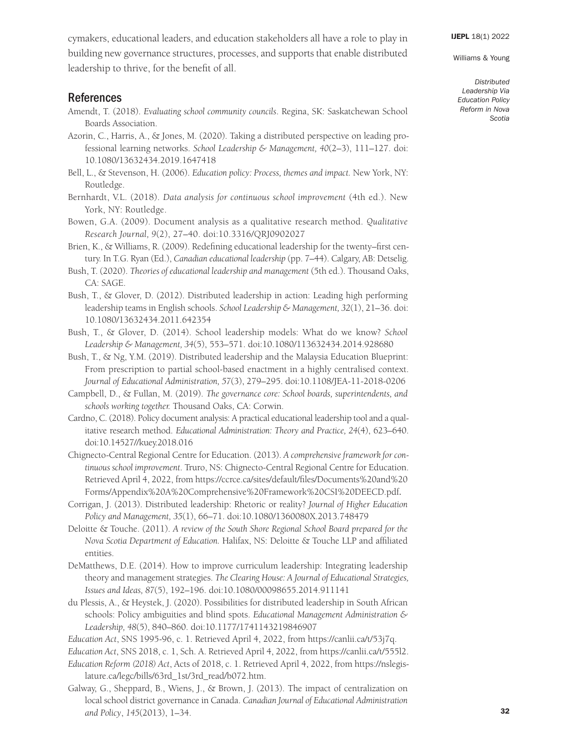cymakers, educational leaders, and education stakeholders all have a role to play in building new governance structures, processes, and supports that enable distributed leadership to thrive, for the benefit of all.

## References

Amendt, T. (2018). *Evaluating school community councils*. Regina, SK: Saskatchewan School Boards Association.

Azorin, C., Harris, A., & Jones, M. (2020). Taking a distributed perspective on leading professional learning networks. *School Leadership & Management, 40*(2–3), 111–127. doi: 10.1080/13632434.2019.1647418

Bell, L., & Stevenson, H. (2006). *Education policy: Process, themes and impact.* New York, NY: Routledge.

Bernhardt, V.L. (2018). *Data analysis for continuous school improvement* (4th ed.). New York, NY: Routledge.

Bowen, G.A. (2009). Document analysis as a qualitative research method. *Qualitative Research Journal, 9*(2), 27–40. doi:10.3316/QRJ0902027

Brien, K., & Williams, R. (2009). Redefining educational leadership for the twenty–first century. In T.G. Ryan (Ed.), *Canadian educational leadership* (pp. 7–44). Calgary, AB: Detselig.

Bush, T. (2020). *Theories of educational leadership and management* (5th ed.). Thousand Oaks, CA: SAGE.

Bush, T., & Glover, D. (2012). Distributed leadership in action: Leading high performing leadership teams in English schools. *School Leadership & Management, 32*(1), 21–36. doi: 10.1080/13632434.2011.642354

Bush, T., & Glover, D. (2014). School leadership models: What do we know? *School Leadership & Management, 34*(5), 553–571. doi:10.1080/113632434.2014.928680

Bush, T., & Ng, Y.M. (2019). Distributed leadership and the Malaysia Education Blueprint: From prescription to partial school-based enactment in a highly centralised context. *Journal of Educational Administration, 57*(3), 279–295. doi:10.1108/JEA-11-2018-0206

Campbell, D., & Fullan, M. (2019). *The governance core: School boards, superintendents, and schools working together.* Thousand Oaks, CA: Corwin.

Cardno, C. (2018). Policy document analysis: A practical educational leadership tool and a qualitative research method. *Educational Administration: Theory and Practice, 24*(4), 623–640. doi:10.14527//kuey.2018.016

Chignecto-Central Regional Centre for Education. (2013). *A comprehensive framework for continuous school improvement*. Truro, NS: Chignecto-Central Regional Centre for Education. Retrieved April 4, 2022, from https://ccrce.ca/sites/default/files/Documents%20and%20Forms/Appendix%20A%20Comprehensive%20Framework%20CSI%20DEECD.pdf.

Corrigan, J. (2013). Distributed leadership: Rhetoric or reality? *Journal of Higher Education Policy and Management, 35*(1), 66–71. doi:10.1080/1360080X.2013.748479

Deloitte & Touche. (2011). *A review of the South Shore Regional School Board prepared for the Nova Scotia Department of Education.* Halifax, NS: Deloitte & Touche LLP and affiliated entities.

DeMatthews, D.E. (2014). How to improve curriculum leadership: Integrating leadership theory and management strategies. *The Clearing House: A Journal of Educational Strategies, Issues and Ideas, 87*(5), 192–196. doi:10.1080/00098655.2014.911141

du Plessis, A., & Heystek, J. (2020). Possibilities for distributed leadership in South African schools: Policy ambiguities and blind spots. *Educational Management Administration & Leadership, 48*(5), 840–860. doi:10.1177/1741143219846907

*Education Act*, SNS 1995-96, c. 1. Retrieved April 4, 2022, from https://canlii.ca/t/53j7q.

*Education Act*, SNS 2018, c. 1, Sch. A. Retrieved April 4, 2022, from https://canlii.ca/t/555l2.

*Education Reform (2018) Act*, Acts of 2018, c. 1. Retrieved April 4, 2022, from https://nslegislature.ca/legc/bills/63rd_1st/3rd_read/b072.htm.

Galway, G., Sheppard, B., Wiens, J., & Brown, J. (2013). The impact of centralization on local school district governance in Canada. *Canadian Journal of Educational Administration and Policy*, *145*(2013), 1–34.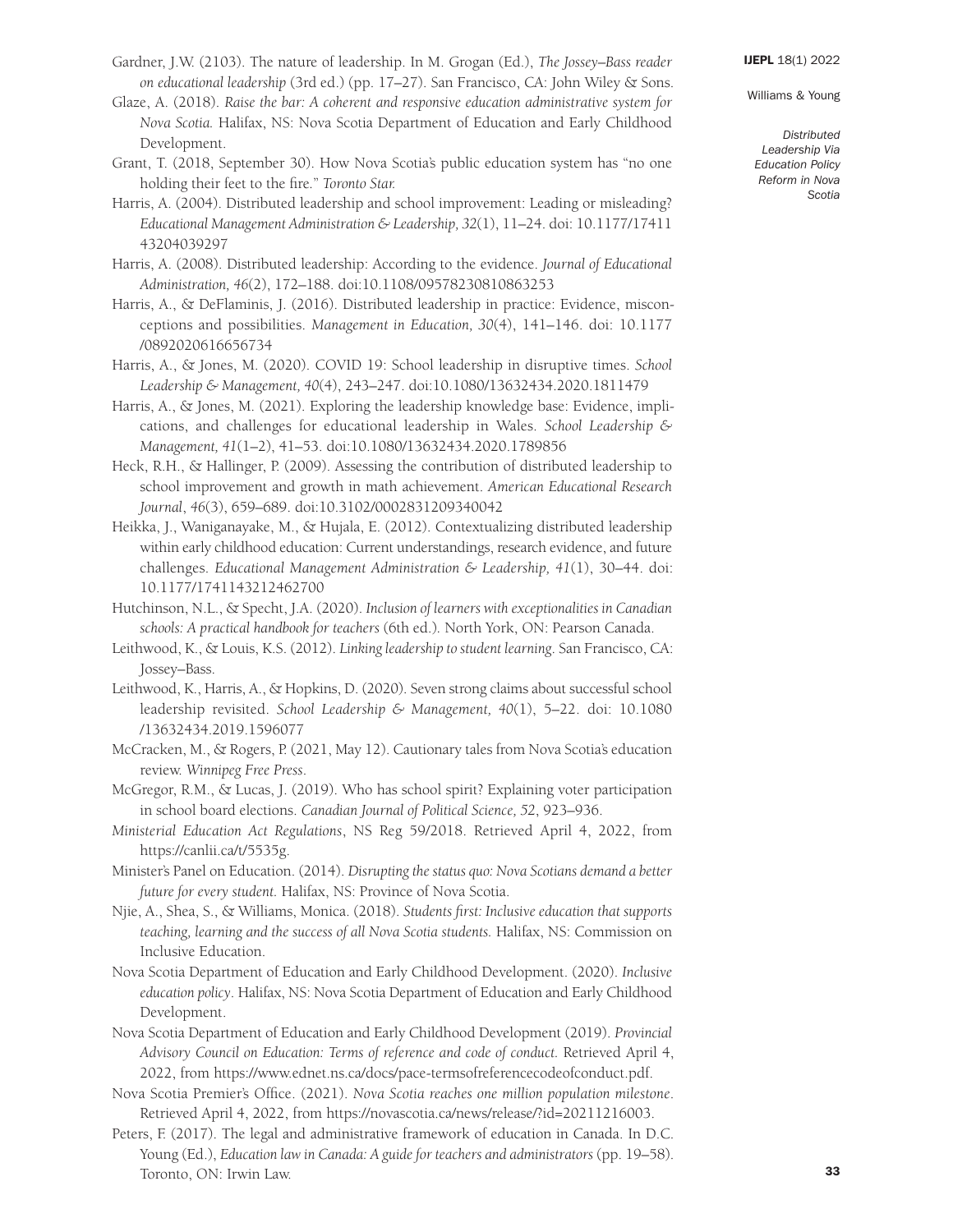Gardner, J.W. (2103). The nature of leadership. In M. Grogan (Ed.), *The Jossey–Bass reader on educational leadership* (3rd ed.) (pp. 17–27). San Francisco, CA: John Wiley & Sons.

Glaze, A. (2018). *Raise the bar: A coherent and responsive education administrative system for Nova Scotia.* Halifax, NS: Nova Scotia Department of Education and Early Childhood Development.

Grant, T. (2018, September 30). How Nova Scotia's public education system has "no one holding their feet to the fire." *Toronto Star.*

Harris, A. (2004). Distributed leadership and school improvement: Leading or misleading? *Educational Management Administration & Leadership, 32*(1), 11–24. doi: 10.1177/1741143204039297

Harris, A. (2008). Distributed leadership: According to the evidence. *Journal of Educational Administration, 46*(2), 172–188. doi:10.1108/09578230810863253

Harris, A., & DeFlaminis, J. (2016). Distributed leadership in practice: Evidence, misconceptions and possibilities. *Management in Education, 30*(4), 141–146. doi: 10.1177/0892020616656734

Harris, A., & Jones, M. (2020). COVID 19: School leadership in disruptive times. *School Leadership & Management, 40*(4), 243–247. doi:10.1080/13632434.2020.1811479

Harris, A., & Jones, M. (2021). Exploring the leadership knowledge base: Evidence, implications, and challenges for educational leadership in Wales. *School Leadership & Management, 41*(1–2), 41–53. doi:10.1080/13632434.2020.1789856

Heck, R.H., & Hallinger, P. (2009). Assessing the contribution of distributed leadership to school improvement and growth in math achievement. *American Educational Research Journal*, *46*(3), 659–689. doi:10.3102/0002831209340042

Heikka, J., Waniganayake, M., & Hujala, E. (2012). Contextualizing distributed leadership within early childhood education: Current understandings, research evidence, and future challenges. *Educational Management Administration & Leadership, 41*(1), 30–44. doi: 10.1177/1741143212462700

Hutchinson, N.L., & Specht, J.A. (2020). *Inclusion of learners with exceptionalities in Canadian schools: A practical handbook for teachers* (6th ed.). North York, ON: Pearson Canada.

Leithwood, K., & Louis, K.S. (2012). *Linking leadership to student learning*. San Francisco, CA: Jossey–Bass.

Leithwood, K., Harris, A., & Hopkins, D. (2020). Seven strong claims about successful school leadership revisited. *School Leadership & Management, 40*(1), 5–22. doi: 10.1080/13632434.2019.1596077

McCracken, M., & Rogers, P. (2021, May 12). Cautionary tales from Nova Scotia's education review. *Winnipeg Free Press*.

McGregor, R.M., & Lucas, J. (2019). Who has school spirit? Explaining voter participation in school board elections. *Canadian Journal of Political Science, 52*, 923–936.

*Ministerial Education Act Regulations*, NS Reg 59/2018. Retrieved April 4, 2022, from https://canlii.ca/t/5535g.

Minister's Panel on Education. (2014). *Disrupting the status quo: Nova Scotians demand a better future for every student.* Halifax, NS: Province of Nova Scotia.

Njie, A., Shea, S., & Williams, Monica. (2018). *Students first: Inclusive education that supports teaching, learning and the success of all Nova Scotia students.* Halifax, NS: Commission on Inclusive Education.

Nova Scotia Department of Education and Early Childhood Development. (2020). *Inclusive education policy*. Halifax, NS: Nova Scotia Department of Education and Early Childhood Development.

Nova Scotia Department of Education and Early Childhood Development (2019). *Provincial Advisory Council on Education: Terms of reference and code of conduct.* Retrieved April 4, 2022, from https://www.ednet.ns.ca/docs/pace-termsofreferencecodeofconduct.pdf.

Nova Scotia Premier's Office. (2021). *Nova Scotia reaches one million population milestone*. Retrieved April 4, 2022, from https://novascotia.ca/news/release/?id=20211216003.

Peters, F. (2017). The legal and administrative framework of education in Canada. In D.C. Young (Ed.), *Education law in Canada: A guide for teachers and administrators* (pp. 19–58). Toronto, ON: Irwin Law.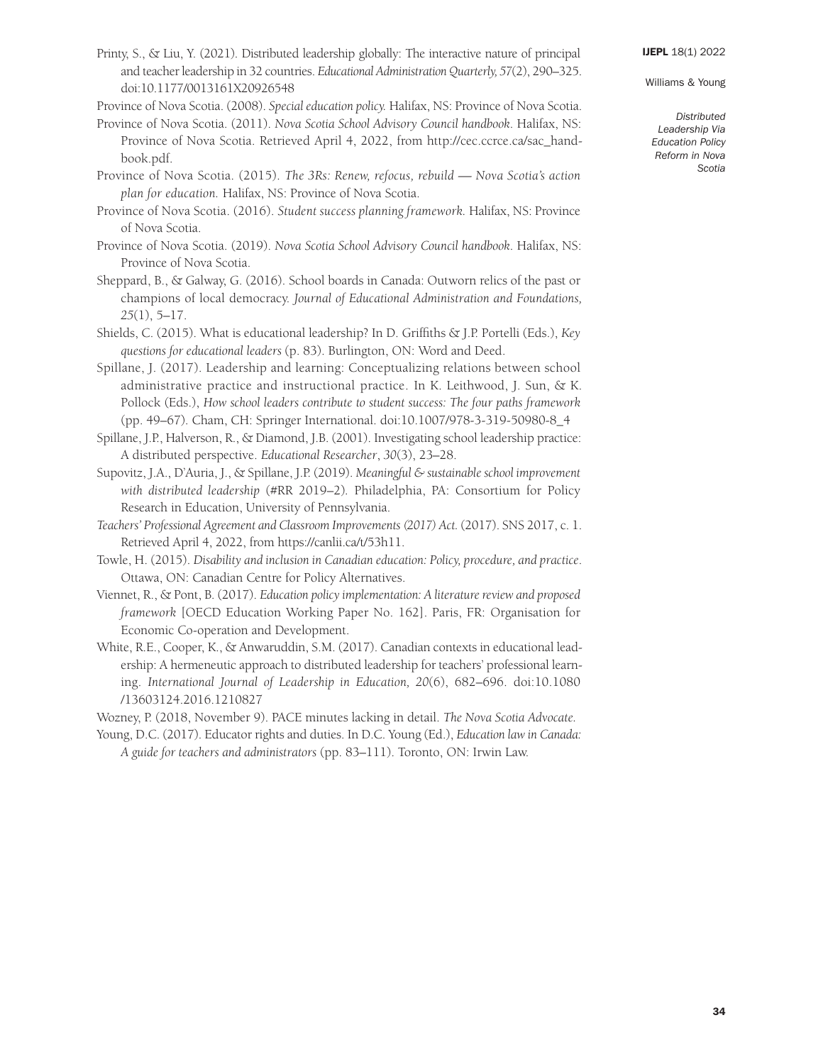Printy, S., & Liu, Y. (2021). Distributed leadership globally: The interactive nature of principal and teacher leadership in 32 countries. *Educational Administration Quarterly, 57*(2), 290–325. doi:10.1177/0013161X20926548

Province of Nova Scotia. (2008). *Special education policy.* Halifax, NS: Province of Nova Scotia.

Province of Nova Scotia. (2011). *Nova Scotia School Advisory Council handbook*. Halifax, NS: Province of Nova Scotia. Retrieved April 4, 2022, from http://cec.ccrce.ca/sac_handbook.pdf.

Province of Nova Scotia. (2015). *The 3Rs: Renew, refocus, rebuild — Nova Scotia's action plan for education.* Halifax, NS: Province of Nova Scotia.

Province of Nova Scotia. (2016). *Student success planning framework.* Halifax, NS: Province of Nova Scotia.

Province of Nova Scotia. (2019). *Nova Scotia School Advisory Council handbook*. Halifax, NS: Province of Nova Scotia.

Sheppard, B., & Galway, G. (2016). School boards in Canada: Outworn relics of the past or champions of local democracy. *Journal of Educational Administration and Foundations, 25*(1), 5–17.

Shields, C. (2015). What is educational leadership? In D. Griffiths & J.P. Portelli (Eds.), *Key questions for educational leaders* (p. 83). Burlington, ON: Word and Deed.

Spillane, J. (2017). Leadership and learning: Conceptualizing relations between school administrative practice and instructional practice. In K. Leithwood, J. Sun, & K. Pollock (Eds.), *How school leaders contribute to student success: The four paths framework* (pp. 49–67). Cham, CH: Springer International. doi:10.1007/978-3-319-50980-8_4

Spillane, J.P., Halverson, R., & Diamond, J.B. (2001). Investigating school leadership practice: A distributed perspective. *Educational Researcher*, *30*(3), 23–28.

Supovitz, J.A., D'Auria, J., & Spillane, J.P. (2019). *Meaningful & sustainable school improvement with distributed leadership* (#RR 2019–2). Philadelphia, PA: Consortium for Policy Research in Education, University of Pennsylvania.

*Teachers' Professional Agreement and Classroom Improvements (2017) Act.* (2017). SNS 2017, c. 1. Retrieved April 4, 2022, from https://canlii.ca/t/53h11.

Towle, H. (2015). *Disability and inclusion in Canadian education: Policy, procedure, and practice*. Ottawa, ON: Canadian Centre for Policy Alternatives.

Viennet, R., & Pont, B. (2017). *Education policy implementation: A literature review and proposed framework* [OECD Education Working Paper No. 162]. Paris, FR: Organisation for Economic Co-operation and Development.

White, R.E., Cooper, K., & Anwaruddin, S.M. (2017). Canadian contexts in educational leadership: A hermeneutic approach to distributed leadership for teachers' professional learning. *International Journal of Leadership in Education, 20*(6), 682–696. doi:10.1080/13603124.2016.1210827

Wozney, P. (2018, November 9). PACE minutes lacking in detail. *The Nova Scotia Advocate.*

Young, D.C. (2017). Educator rights and duties. In D.C. Young (Ed.), *Education law in Canada: A guide for teachers and administrators* (pp. 83–111). Toronto, ON: Irwin Law.